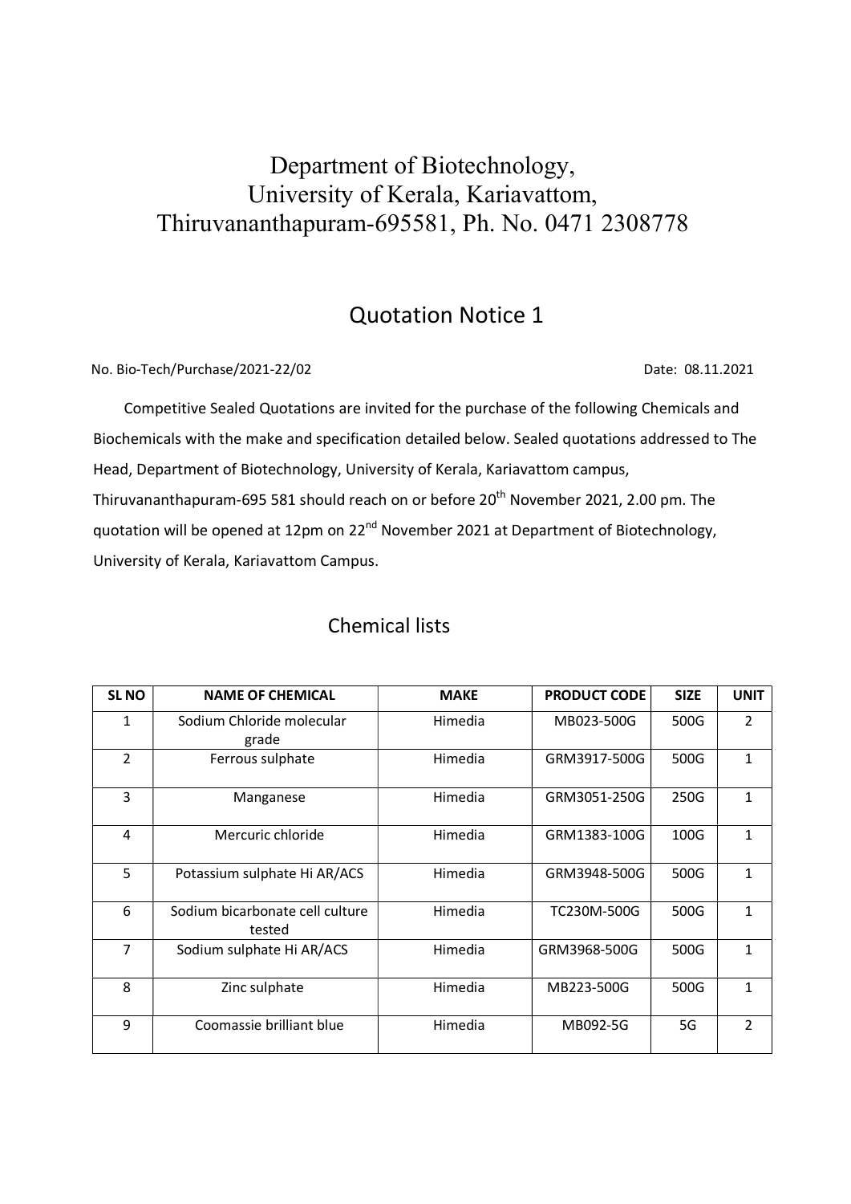# Department of Biotechnology, University of Kerala, Kariavattom, Thiruvananthapuram-695581, Ph. No. 0471 2308778

## Quotation Notice 1

No. Bio-Tech/Purchase/2021-22/02 Date: 08.11.2021

Competitive Sealed Quotations are invited for the purchase of the following Chemicals and Biochemicals with the make and specification detailed below. Sealed quotations addressed to The Head, Department of Biotechnology, University of Kerala, Kariavattom campus, Thiruvananthapuram-695 581 should reach on or before 20th November 2021, 2.00 pm. The quotation will be opened at 12pm on 22nd November 2021 at Department of Biotechnology, University of Kerala, Kariavattom Campus.

## Chemical lists

| SL NO | NAME OF CHEMICAL | MAKE | PRODUCT CODE | SIZE | UNIT |
|---|---|---|---|---|---|
| 1 | Sodium Chloride molecular grade | Himedia | MB023-500G | 500G | 2 |
| 2 | Ferrous sulphate | Himedia | GRM3917-500G | 500G | 1 |
| 3 | Manganese | Himedia | GRM3051-250G | 250G | 1 |
| 4 | Mercuric chloride | Himedia | GRM1383-100G | 100G | 1 |
| 5 | Potassium sulphate Hi AR/ACS | Himedia | GRM3948-500G | 500G | 1 |
| 6 | Sodium bicarbonate cell culture tested | Himedia | TC230M-500G | 500G | 1 |
| 7 | Sodium sulphate Hi AR/ACS | Himedia | GRM3968-500G | 500G | 1 |
| 8 | Zinc sulphate | Himedia | MB223-500G | 500G | 1 |
| 9 | Coomassie brilliant blue | Himedia | MB092-5G | 5G | 2 |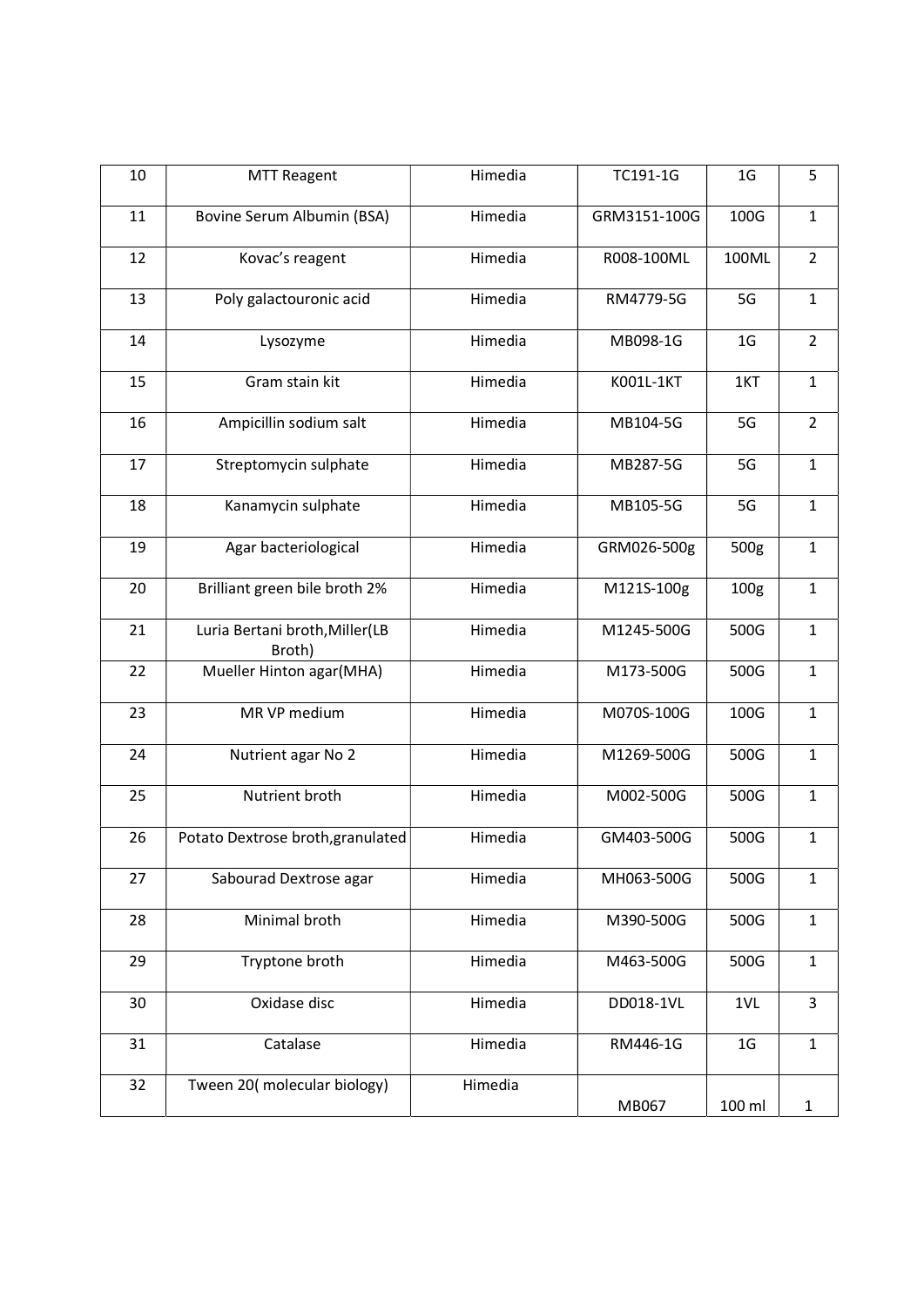| 10 | MTT Reagent | Himedia | TC191-1G | 1G | 5 |
|---|---|---|---|---|---|
| 11 | Bovine Serum Albumin (BSA) | Himedia | GRM3151-100G | 100G | 1 |
| 12 | Kovac's reagent | Himedia | R008-100ML | 100ML | 2 |
| 13 | Poly galactouronic acid | Himedia | RM4779-5G | 5G | 1 |
| 14 | Lysozyme | Himedia | MB098-1G | 1G | 2 |
| 15 | Gram stain kit | Himedia | K001L-1KT | 1KT | 1 |
| 16 | Ampicillin sodium salt | Himedia | MB104-5G | 5G | 2 |
| 17 | Streptomycin sulphate | Himedia | MB287-5G | 5G | 1 |
| 18 | Kanamycin sulphate | Himedia | MB105-5G | 5G | 1 |
| 19 | Agar bacteriological | Himedia | GRM026-500g | 500g | 1 |
| 20 | Brilliant green bile broth 2% | Himedia | M121S-100g | 100g | 1 |
| 21 | Luria Bertani broth,Miller(LB Broth) | Himedia | M1245-500G | 500G | 1 |
| 22 | Mueller Hinton agar(MHA) | Himedia | M173-500G | 500G | 1 |
| 23 | MR VP medium | Himedia | M070S-100G | 100G | 1 |
| 24 | Nutrient agar No 2 | Himedia | M1269-500G | 500G | 1 |
| 25 | Nutrient broth | Himedia | M002-500G | 500G | 1 |
| 26 | Potato Dextrose broth,granulated | Himedia | GM403-500G | 500G | 1 |
| 27 | Sabourad Dextrose agar | Himedia | MH063-500G | 500G | 1 |
| 28 | Minimal broth | Himedia | M390-500G | 500G | 1 |
| 29 | Tryptone broth | Himedia | M463-500G | 500G | 1 |
| 30 | Oxidase disc | Himedia | DD018-1VL | 1VL | 3 |
| 31 | Catalase | Himedia | RM446-1G | 1G | 1 |
| 32 | Tween 20( molecular biology) | Himedia | MB067 | 100 ml | 1 |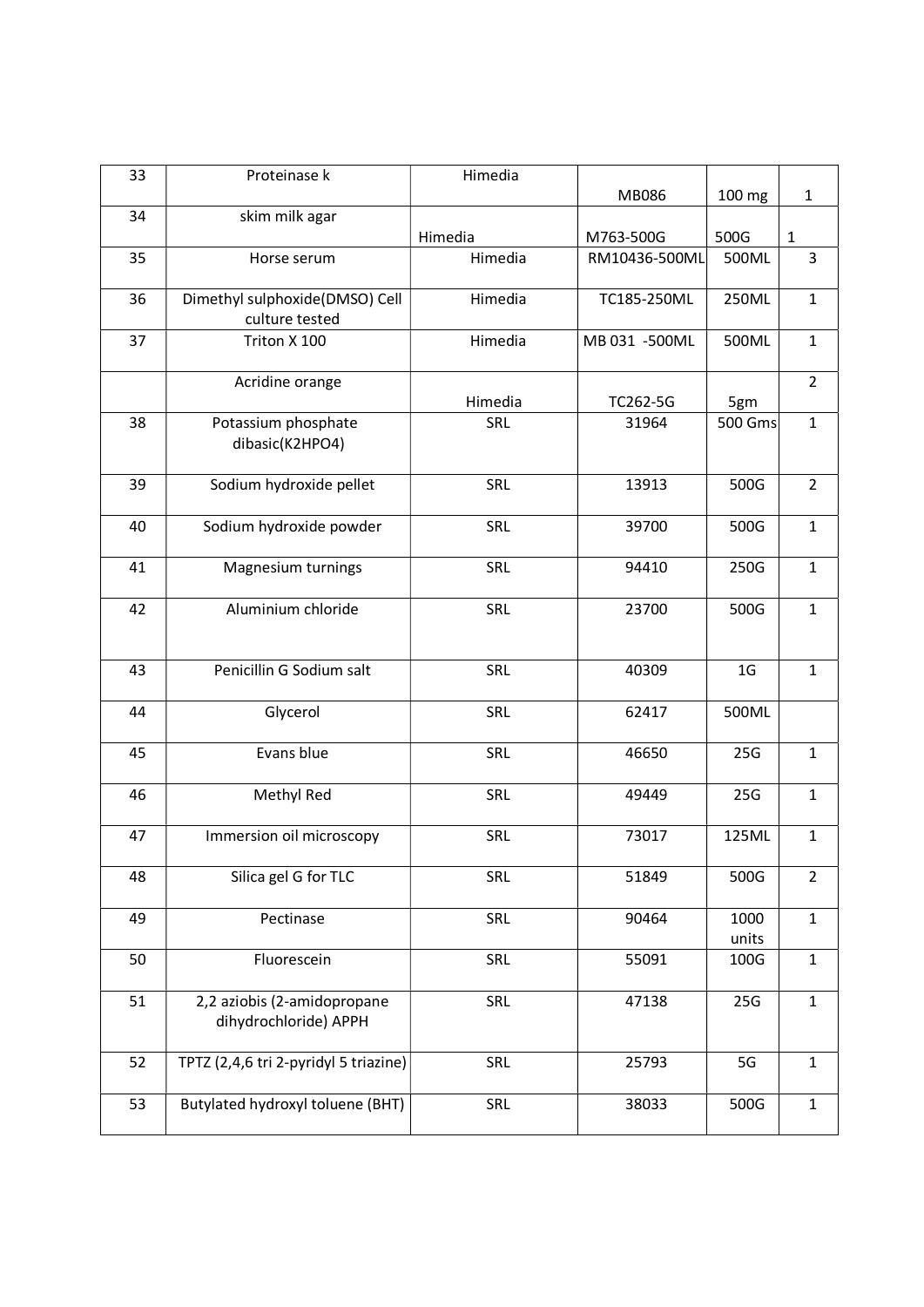| 33 | Proteinase k | Himedia | MB086 | 100 mg | 1 |
|---|---|---|---|---|---|
| 34 | skim milk agar | Himedia | M763-500G | 500G | 1 |
| 35 | Horse serum | Himedia | RM10436-500ML | 500ML | 3 |
| 36 | Dimethyl sulphoxide(DMSO) Cell culture tested | Himedia | TC185-250ML | 250ML | 1 |
| 37 | Triton X 100 | Himedia | MB 031 -500ML | 500ML | 1 |
| | Acridine orange | Himedia | TC262-5G | 5gm | 2 |
| 38 | Potassium phosphate dibasic(K2HPO4) | SRL | 31964 | 500 Gms | 1 |
| 39 | Sodium hydroxide pellet | SRL | 13913 | 500G | 2 |
| 40 | Sodium hydroxide powder | SRL | 39700 | 500G | 1 |
| 41 | Magnesium turnings | SRL | 94410 | 250G | 1 |
| 42 | Aluminium chloride | SRL | 23700 | 500G | 1 |
| 43 | Penicillin G Sodium salt | SRL | 40309 | 1G | 1 |
| 44 | Glycerol | SRL | 62417 | 500ML | |
| 45 | Evans blue | SRL | 46650 | 25G | 1 |
| 46 | Methyl Red | SRL | 49449 | 25G | 1 |
| 47 | Immersion oil microscopy | SRL | 73017 | 125ML | 1 |
| 48 | Silica gel G for TLC | SRL | 51849 | 500G | 2 |
| 49 | Pectinase | SRL | 90464 | 1000 units | 1 |
| 50 | Fluorescein | SRL | 55091 | 100G | 1 |
| 51 | 2,2 aziobis (2-amidopropane dihydrochloride) APPH | SRL | 47138 | 25G | 1 |
| 52 | TPTZ (2,4,6 tri 2-pyridyl 5 triazine) | SRL | 25793 | 5G | 1 |
| 53 | Butylated hydroxyl toluene (BHT) | SRL | 38033 | 500G | 1 |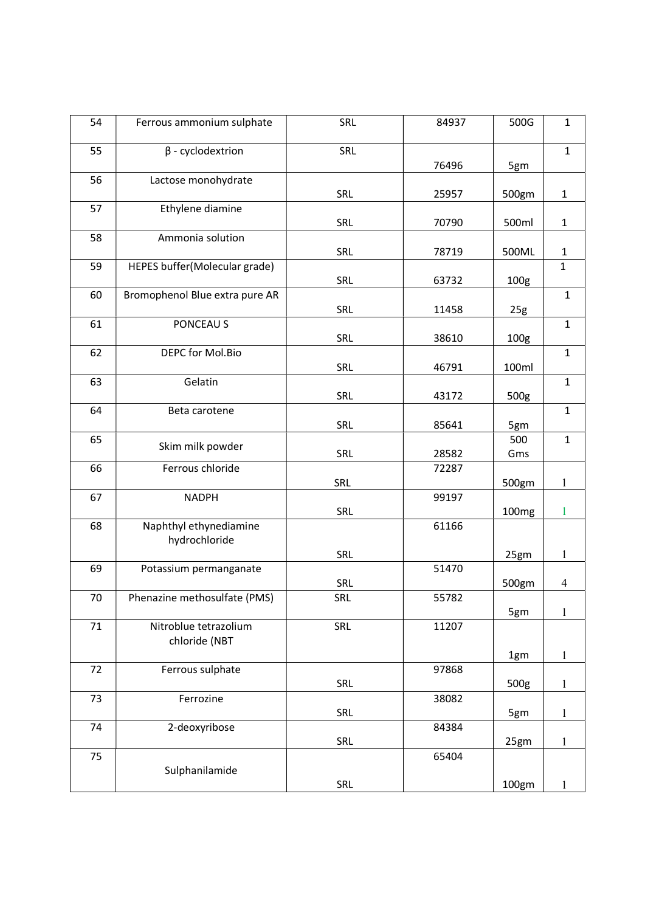| 54 | Ferrous ammonium sulphate | SRL | 84937 | 500G | 1 |
|---|---|---|---|---|---|
| 55 | β - cyclodextrion | SRL | 76496 | 5gm | 1 |
| 56 | Lactose monohydrate | SRL | 25957 | 500gm | 1 |
| 57 | Ethylene diamine | SRL | 70790 | 500ml | 1 |
| 58 | Ammonia solution | SRL | 78719 | 500ML | 1 |
| 59 | HEPES buffer(Molecular grade) | SRL | 63732 | 100g | 1 |
| 60 | Bromophenol Blue extra pure AR | SRL | 11458 | 25g | 1 |
| 61 | PONCEAU S | SRL | 38610 | 100g | 1 |
| 62 | DEPC for Mol.Bio | SRL | 46791 | 100ml | 1 |
| 63 | Gelatin | SRL | 43172 | 500g | 1 |
| 64 | Beta carotene | SRL | 85641 | 5gm | 1 |
| 65 | Skim milk powder | SRL | 28582 | 500 Gms | 1 |
| 66 | Ferrous chloride | SRL | 72287 | 500gm | 1 |
| 67 | NADPH | SRL | 99197 | 100mg | 1 |
| 68 | Naphthyl ethynediamine hydrochloride | SRL | 61166 | 25gm | 1 |
| 69 | Potassium permanganate | SRL | 51470 | 500gm | 4 |
| 70 | Phenazine methosulfate (PMS) | SRL | 55782 | 5gm | 1 |
| 71 | Nitroblue tetrazolium chloride (NBT | SRL | 11207 | 1gm | 1 |
| 72 | Ferrous sulphate | SRL | 97868 | 500g | 1 |
| 73 | Ferrozine | SRL | 38082 | 5gm | 1 |
| 74 | 2-deoxyribose | SRL | 84384 | 25gm | 1 |
| 75 | Sulphanilamide | SRL | 65404 | 100gm | 1 |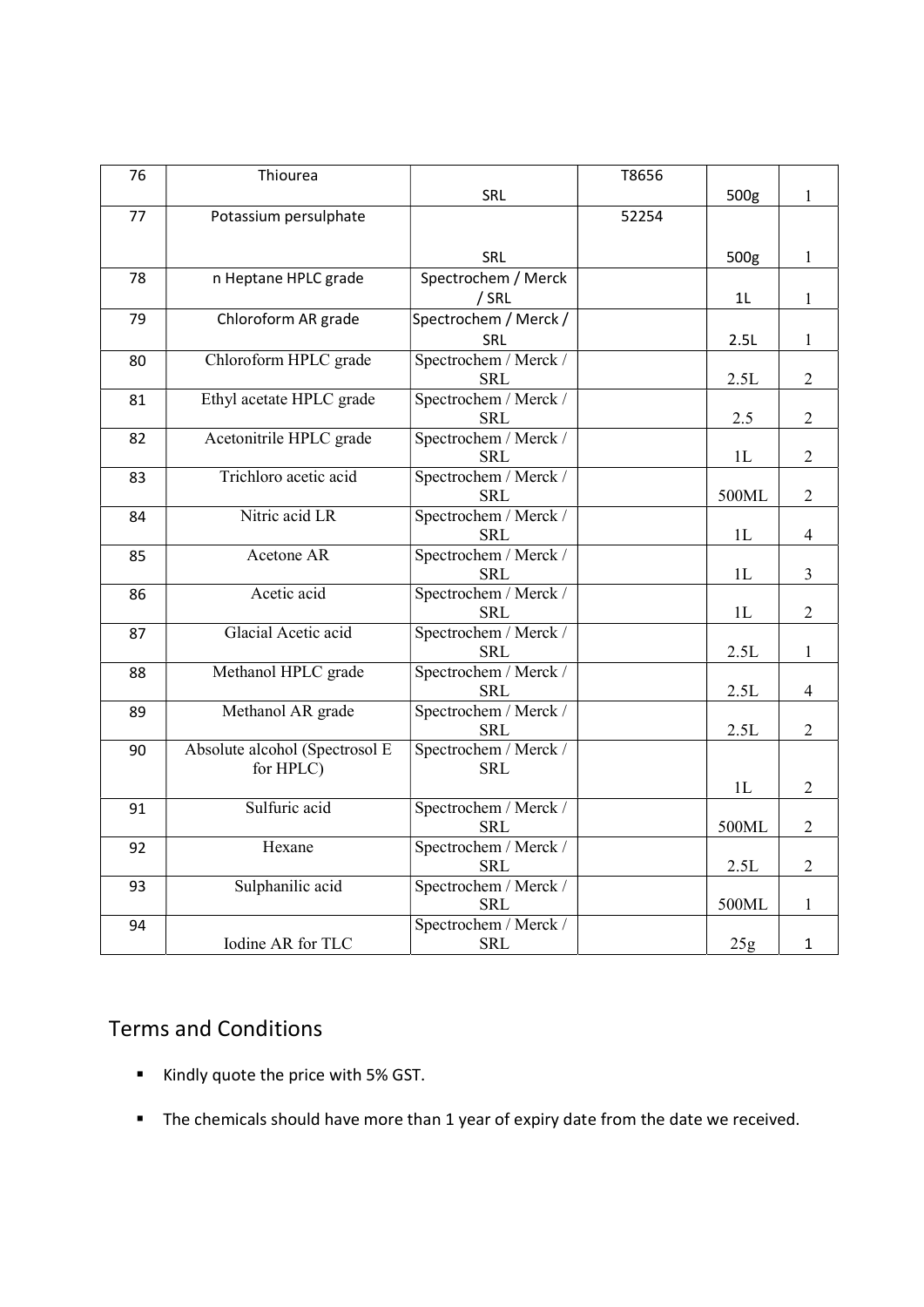| 76 | Thiourea | SRL | T8656 | 500g | 1 |
|---|---|---|---|---|---|
| 77 | Potassium persulphate | SRL | 52254 | 500g | 1 |
| 78 | n Heptane HPLC grade | Spectrochem / Merck / SRL | | 1L | 1 |
| 79 | Chloroform AR grade | Spectrochem / Merck / SRL | | 2.5L | 1 |
| 80 | Chloroform HPLC grade | Spectrochem / Merck / SRL | | 2.5L | 2 |
| 81 | Ethyl acetate HPLC grade | Spectrochem / Merck / SRL | | 2.5 | 2 |
| 82 | Acetonitrile HPLC grade | Spectrochem / Merck / SRL | | 1L | 2 |
| 83 | Trichloro acetic acid | Spectrochem / Merck / SRL | | 500ML | 2 |
| 84 | Nitric acid LR | Spectrochem / Merck / SRL | | 1L | 4 |
| 85 | Acetone AR | Spectrochem / Merck / SRL | | 1L | 3 |
| 86 | Acetic acid | Spectrochem / Merck / SRL | | 1L | 2 |
| 87 | Glacial Acetic acid | Spectrochem / Merck / SRL | | 2.5L | 1 |
| 88 | Methanol HPLC grade | Spectrochem / Merck / SRL | | 2.5L | 4 |
| 89 | Methanol AR grade | Spectrochem / Merck / SRL | | 2.5L | 2 |
| 90 | Absolute alcohol (Spectrosol E for HPLC) | Spectrochem / Merck / SRL | | 1L | 2 |
| 91 | Sulfuric acid | Spectrochem / Merck / SRL | | 500ML | 2 |
| 92 | Hexane | Spectrochem / Merck / SRL | | 2.5L | 2 |
| 93 | Sulphanilic acid | Spectrochem / Merck / SRL | | 500ML | 1 |
| 94 | Iodine AR for TLC | Spectrochem / Merck / SRL | | 25g | 1 |

## Terms and Conditions

- Kindly quote the price with 5% GST.
- The chemicals should have more than 1 year of expiry date from the date we received.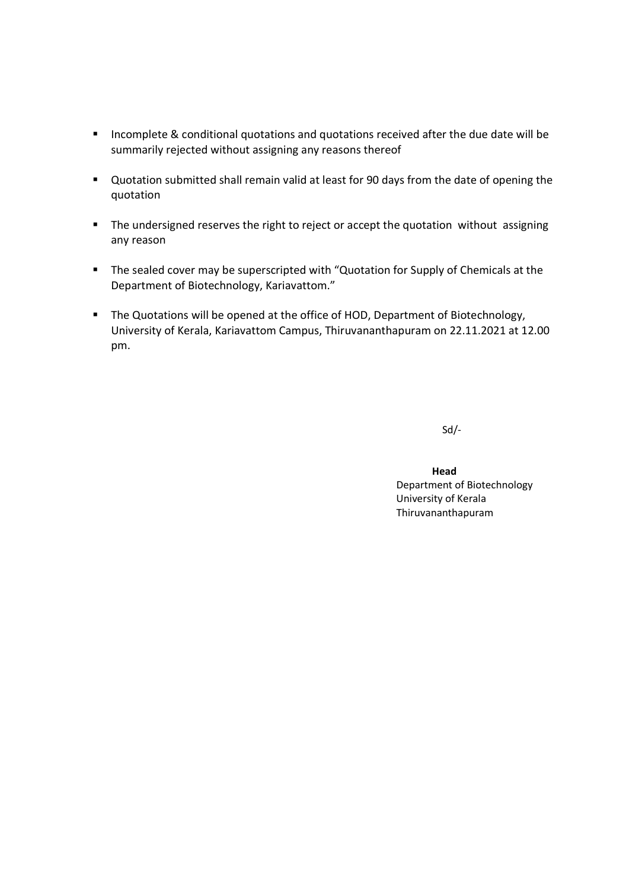- Incomplete & conditional quotations and quotations received after the due date will be summarily rejected without assigning any reasons thereof
- Quotation submitted shall remain valid at least for 90 days from the date of opening the quotation
- The undersigned reserves the right to reject or accept the quotation without assigning any reason
- The sealed cover may be superscripted with "Quotation for Supply of Chemicals at the Department of Biotechnology, Kariavattom."
- The Quotations will be opened at the office of HOD, Department of Biotechnology, University of Kerala, Kariavattom Campus, Thiruvananthapuram on 22.11.2021 at 12.00 pm.

Sd/-

**Head**
Department of Biotechnology
University of Kerala
Thiruvananthapuram